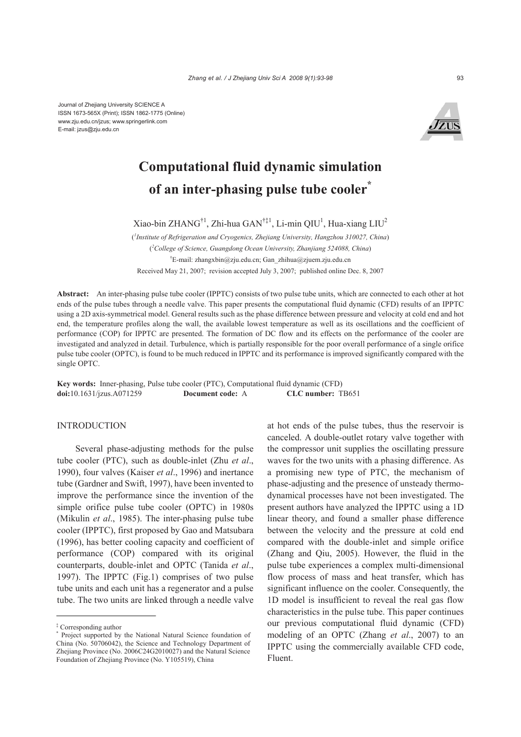Journal of Zhejiang University SCIENCE A
ISSN 1673-565X (Print); ISSN 1862-1775 (Online)
www.zju.edu.cn/jzus; www.springerlink.com
E-mail: jzus@zju.edu.cn

# Computational fluid dynamic simulation of an inter-phasing pulse tube cooler*

Xiao-bin ZHANG[†1], Zhi-hua GAN[†‡1], Li-min QIU[1], Hua-xiang LIU[2]

([1]*Institute of Refrigeration and Cryogenics, Zhejiang University, Hangzhou 310027, China*)

([2]*College of Science, Guangdong Ocean University, Zhanjiang 524088, China*)

[†]E-mail: zhangxbin@zju.edu.cn; Gan_zhihua@zjuem.zju.edu.cn

Received May 21, 2007; revision accepted July 3, 2007; published online Dec. 8, 2007

**Abstract:** An inter-phasing pulse tube cooler (IPPTC) consists of two pulse tube units, which are connected to each other at hot ends of the pulse tubes through a needle valve. This paper presents the computational fluid dynamic (CFD) results of an IPPTC using a 2D axis-symmetrical model. General results such as the phase difference between pressure and velocity at cold end and hot end, the temperature profiles along the wall, the available lowest temperature as well as its oscillations and the coefficient of performance (COP) for IPPTC are presented. The formation of DC flow and its effects on the performance of the cooler are investigated and analyzed in detail. Turbulence, which is partially responsible for the poor overall performance of a single orifice pulse tube cooler (OPTC), is found to be much reduced in IPPTC and its performance is improved significantly compared with the single OPTC.

**Key words:** Inner-phasing, Pulse tube cooler (PTC), Computational fluid dynamic (CFD)
**doi:**10.1631/jzus.A071259 **Document code:** A **CLC number:** TB651

## INTRODUCTION

Several phase-adjusting methods for the pulse tube cooler (PTC), such as double-inlet (Zhu *et al*., 1990), four valves (Kaiser *et al*., 1996) and inertance tube (Gardner and Swift, 1997), have been invented to improve the performance since the invention of the simple orifice pulse tube cooler (OPTC) in 1980s (Mikulin *et al*., 1985). The inter-phasing pulse tube cooler (IPPTC), first proposed by Gao and Matsubara (1996), has better cooling capacity and coefficient of performance (COP) compared with its original counterparts, double-inlet and OPTC (Tanida *et al*., 1997). The IPPTC (Fig.1) comprises of two pulse tube units and each unit has a regenerator and a pulse tube. The two units are linked through a needle valve at hot ends of the pulse tubes, thus the reservoir is canceled. A double-outlet rotary valve together with the compressor unit supplies the oscillating pressure waves for the two units with a phasing difference. As a promising new type of PTC, the mechanism of phase-adjusting and the presence of unsteady thermodynamical processes have not been investigated. The present authors have analyzed the IPPTC using a 1D linear theory, and found a smaller phase difference between the velocity and the pressure at cold end compared with the double-inlet and simple orifice (Zhang and Qiu, 2005). However, the fluid in the pulse tube experiences a complex multi-dimensional flow process of mass and heat transfer, which has significant influence on the cooler. Consequently, the 1D model is insufficient to reveal the real gas flow characteristics in the pulse tube. This paper continues our previous computational fluid dynamic (CFD) modeling of an OPTC (Zhang *et al*., 2007) to an IPPTC using the commercially available CFD code, Fluent.

---

‡ Corresponding author

\* Project supported by the National Natural Science foundation of China (No. 50706042), the Science and Technology Department of Zhejiang Province (No. 2006C24G2010027) and the Natural Science Foundation of Zhejiang Province (No. Y105519), China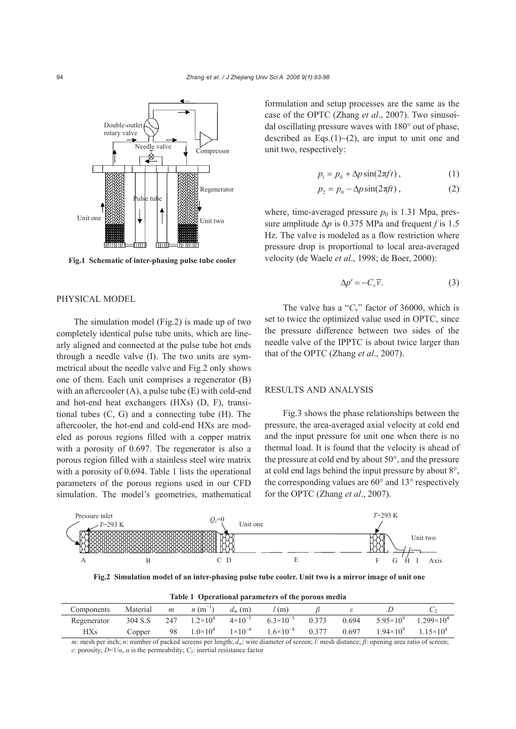Fig.1 Schematic of inter-phasing pulse tube cooler

## PHYSICAL MODEL

The simulation model (Fig.2) is made up of two completely identical pulse tube units, which are linearly aligned and connected at the pulse tube hot ends through a needle valve (I). The two units are symmetrical about the needle valve and Fig.2 only shows one of them. Each unit comprises a regenerator (B) with an aftercooler (A), a pulse tube (E) with cold-end and hot-end heat exchangers (HXs) (D, F), transitional tubes (C, G) and a connecting tube (H). The aftercooler, the hot-end and cold-end HXs are modeled as porous regions filled with a copper matrix with a porosity of 0.697. The regenerator is also a porous region filled with a stainless steel wire matrix with a porosity of 0.694. Table 1 lists the operational parameters of the porous regions used in our CFD simulation. The model's geometries, mathematical formulation and setup processes are the same as the case of the OPTC (Zhang *et al*., 2007). Two sinusoidal oscillating pressure waves with 180° out of phase, described as Eqs.(1)~(2), are input to unit one and unit two, respectively:

$$p_1 = p_0 + \Delta p \sin(2\pi f t), \tag{1}$$

$$p_2 = p_0 - \Delta p \sin(2\pi f t), \tag{2}$$

where, time-averaged pressure $p_0$ is 1.31 Mpa, pressure amplitude $\Delta p$ is 0.375 MPa and frequent $f$ is 1.5 Hz. The valve is modeled as a flow restriction where pressure drop is proportional to local area-averaged velocity (de Waele *et al*., 1998; de Boer, 2000):

$$\Delta p' = -C_v \overline{v}. \tag{3}$$

The valve has a "$C_v$" factor of 36000, which is set to twice the optimized value used in OPTC, since the pressure difference between two sides of the needle valve of the IPPTC is about twice larger than that of the OPTC (Zhang *et al*., 2007).

## RESULTS AND ANALYSIS

Fig.3 shows the phase relationships between the pressure, the area-averaged axial velocity at cold end and the input pressure for unit one when there is no thermal load. It is found that the velocity is ahead of the pressure at cold end by about 50°, and the pressure at cold end lags behind the input pressure by about 8°, the corresponding values are 60° and 13° respectively for the OPTC (Zhang *et al*., 2007).

Fig.2 Simulation model of an inter-phasing pulse tube cooler. Unit two is a mirror image of unit one

Table 1 Operational parameters of the porous media

| Components | Material | $m$ | $n$ (m$^{-1}$) | $d_w$ (m) | $l$ (m) | $\beta$ | $\varepsilon$ | $D$ | $C_2$ |
|---|---|---|---|---|---|---|---|---|---|
| Regenerator | 304 S.S | 247 | $1.2\times10^4$ | $4\times10^{-5}$ | $6.3\times10^{-5}$ | 0.373 | 0.694 | $5.95\times10^9$ | $1.299\times10^4$ |
| HXs | Copper | 98 | $1.0\times10^4$ | $1\times10^{-4}$ | $1.6\times10^{-4}$ | 0.377 | 0.697 | $1.94\times10^9$ | $1.15\times10^4$ |

$m$: mesh per inch; $n$: number of packed screens per length; $d_w$: wire diameter of screen; $l$: mesh distance; $\beta$: opening area ratio of screen; $\varepsilon$: porosity; $D$=1/$\alpha$, $\alpha$ is the permeability; $C_2$: inertial resistance factor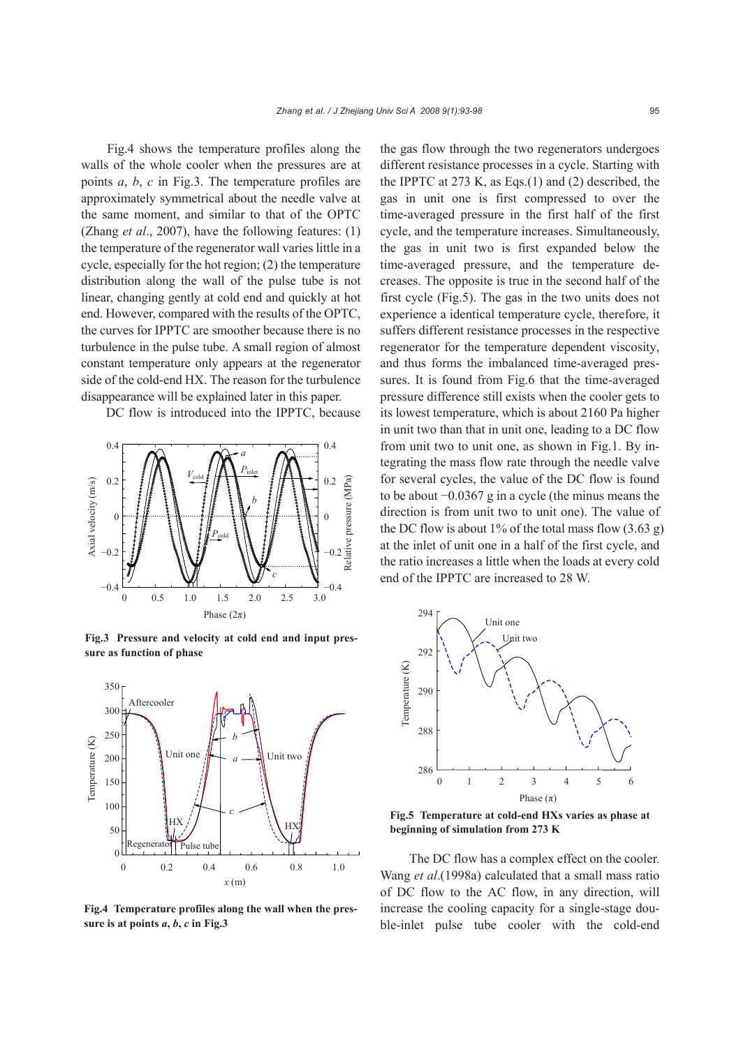Fig.4 shows the temperature profiles along the walls of the whole cooler when the pressures are at points *a*, *b*, *c* in Fig.3. The temperature profiles are approximately symmetrical about the needle valve at the same moment, and similar to that of the OPTC (Zhang *et al*., 2007), have the following features: (1) the temperature of the regenerator wall varies little in a cycle, especially for the hot region; (2) the temperature distribution along the wall of the pulse tube is not linear, changing gently at cold end and quickly at hot end. However, compared with the results of the OPTC, the curves for IPPTC are smoother because there is no turbulence in the pulse tube. A small region of almost constant temperature only appears at the regenerator side of the cold-end HX. The reason for the turbulence disappearance will be explained later in this paper.

DC flow is introduced into the IPPTC, because

**Fig.3 Pressure and velocity at cold end and input pressure as function of phase**

**Fig.4 Temperature profiles along the wall when the pressure is at points *a*, *b*, *c* in Fig.3**

the gas flow through the two regenerators undergoes different resistance processes in a cycle. Starting with the IPPTC at 273 K, as Eqs.(1) and (2) described, the gas in unit one is first compressed to over the time-averaged pressure in the first half of the first cycle, and the temperature increases. Simultaneously, the gas in unit two is first expanded below the time-averaged pressure, and the temperature decreases. The opposite is true in the second half of the first cycle (Fig.5). The gas in the two units does not experience a identical temperature cycle, therefore, it suffers different resistance processes in the respective regenerator for the temperature dependent viscosity, and thus forms the imbalanced time-averaged pressures. It is found from Fig.6 that the time-averaged pressure difference still exists when the cooler gets to its lowest temperature, which is about 2160 Pa higher in unit two than that in unit one, leading to a DC flow from unit two to unit one, as shown in Fig.1. By integrating the mass flow rate through the needle valve for several cycles, the value of the DC flow is found to be about −0.0367 g in a cycle (the minus means the direction is from unit two to unit one). The value of the DC flow is about 1% of the total mass flow (3.63 g) at the inlet of unit one in a half of the first cycle, and the ratio increases a little when the loads at every cold end of the IPPTC are increased to 28 W.

**Fig.5 Temperature at cold-end HXs varies as phase at beginning of simulation from 273 K**

The DC flow has a complex effect on the cooler. Wang *et al*.(1998a) calculated that a small mass ratio of DC flow to the AC flow, in any direction, will increase the cooling capacity for a single-stage double-inlet pulse tube cooler with the cold-end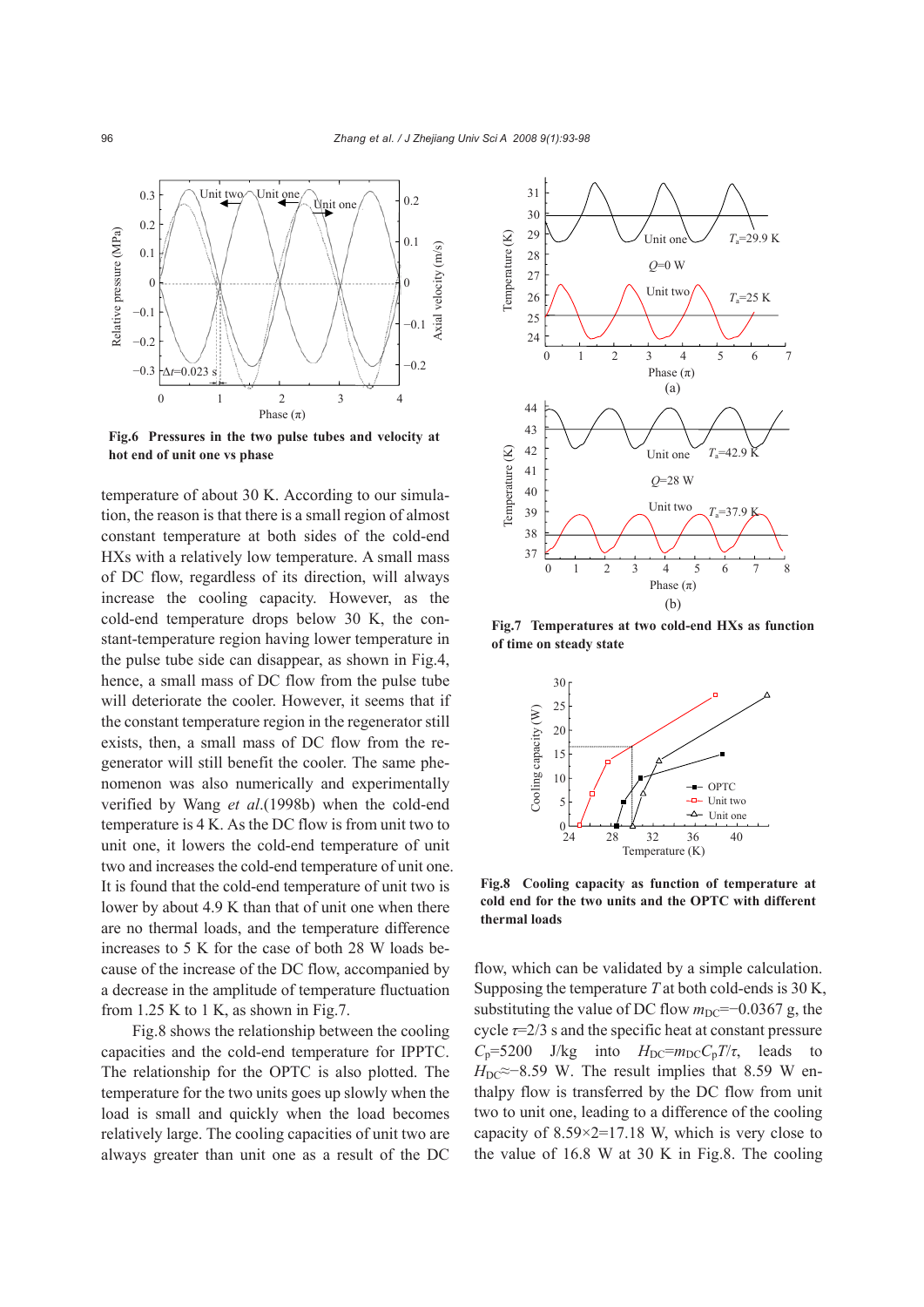Fig.6 **Pressures in the two pulse tubes and velocity at hot end of unit one vs phase**

temperature of about 30 K. According to our simulation, the reason is that there is a small region of almost constant temperature at both sides of the cold-end HXs with a relatively low temperature. A small mass of DC flow, regardless of its direction, will always increase the cooling capacity. However, as the cold-end temperature drops below 30 K, the constant-temperature region having lower temperature in the pulse tube side can disappear, as shown in Fig.4, hence, a small mass of DC flow from the pulse tube will deteriorate the cooler. However, it seems that if the constant temperature region in the regenerator still exists, then, a small mass of DC flow from the regenerator will still benefit the cooler. The same phenomenon was also numerically and experimentally verified by Wang *et al*.(1998b) when the cold-end temperature is 4 K. As the DC flow is from unit two to unit one, it lowers the cold-end temperature of unit two and increases the cold-end temperature of unit one. It is found that the cold-end temperature of unit two is lower by about 4.9 K than that of unit one when there are no thermal loads, and the temperature difference increases to 5 K for the case of both 28 W loads because of the increase of the DC flow, accompanied by a decrease in the amplitude of temperature fluctuation from 1.25 K to 1 K, as shown in Fig.7.

Fig.8 shows the relationship between the cooling capacities and the cold-end temperature for IPPTC. The relationship for the OPTC is also plotted. The temperature for the two units goes up slowly when the load is small and quickly when the load becomes relatively large. The cooling capacities of unit two are always greater than unit one as a result of the DC

Fig.7 **Temperatures at two cold-end HXs as function of time on steady state**

Fig.8 **Cooling capacity as function of temperature at cold end for the two units and the OPTC with different thermal loads**

flow, which can be validated by a simple calculation. Supposing the temperature $T$ at both cold-ends is 30 K, substituting the value of DC flow $m_{DC}$=−0.0367 g, the cycle $\tau$=2/3 s and the specific heat at constant pressure $C_p$=5200 J/kg into $H_{DC}=m_{DC}C_pT/\tau$, leads to $H_{DC}\approx-8.59$ W. The result implies that 8.59 W enthalpy flow is transferred by the DC flow from unit two to unit one, leading to a difference of the cooling capacity of 8.59×2=17.18 W, which is very close to the value of 16.8 W at 30 K in Fig.8. The cooling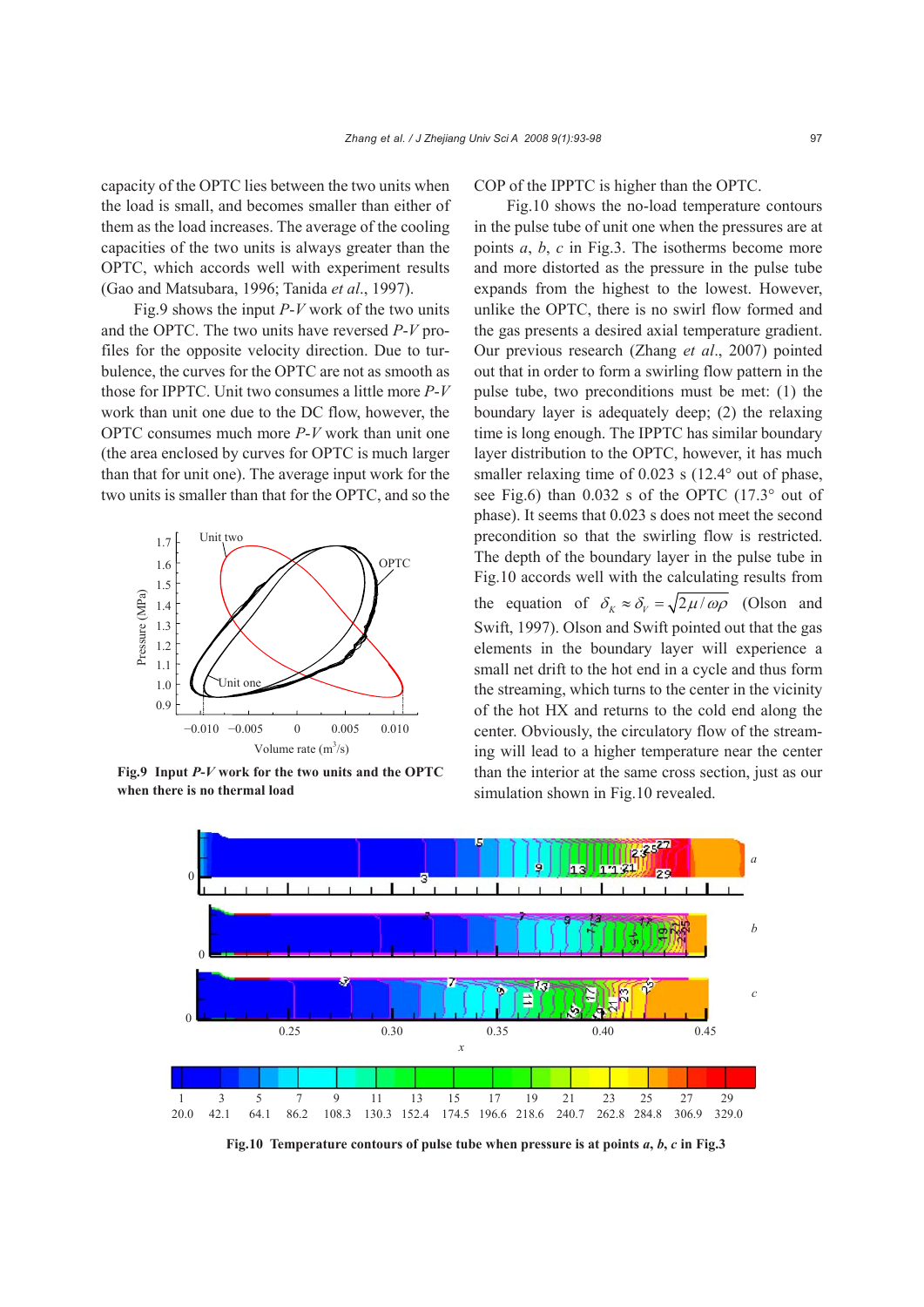capacity of the OPTC lies between the two units when the load is small, and becomes smaller than either of them as the load increases. The average of the cooling capacities of the two units is always greater than the OPTC, which accords well with experiment results (Gao and Matsubara, 1996; Tanida *et al*., 1997).

Fig.9 shows the input *P*-*V* work of the two units and the OPTC. The two units have reversed *P*-*V* profiles for the opposite velocity direction. Due to turbulence, the curves for the OPTC are not as smooth as those for IPPTC. Unit two consumes a little more *P*-*V* work than unit one due to the DC flow, however, the OPTC consumes much more *P*-*V* work than unit one (the area enclosed by curves for OPTC is much larger than that for unit one). The average input work for the two units is smaller than that for the OPTC, and so the COP of the IPPTC is higher than the OPTC.

**Fig.9 Input *P*-*V* work for the two units and the OPTC when there is no thermal load**

Fig.10 shows the no-load temperature contours in the pulse tube of unit one when the pressures are at points *a*, *b*, *c* in Fig.3. The isotherms become more and more distorted as the pressure in the pulse tube expands from the highest to the lowest. However, unlike the OPTC, there is no swirl flow formed and the gas presents a desired axial temperature gradient. Our previous research (Zhang *et al*., 2007) pointed out that in order to form a swirling flow pattern in the pulse tube, two preconditions must be met: (1) the boundary layer is adequately deep; (2) the relaxing time is long enough. The IPPTC has similar boundary layer distribution to the OPTC, however, it has much smaller relaxing time of 0.023 s (12.4° out of phase, see Fig.6) than 0.032 s of the OPTC (17.3° out of phase). It seems that 0.023 s does not meet the second precondition so that the swirling flow is restricted. The depth of the boundary layer in the pulse tube in Fig.10 accords well with the calculating results from the equation of $\delta_K \approx \delta_V = \sqrt{2\mu/\omega\rho}$ (Olson and Swift, 1997). Olson and Swift pointed out that the gas elements in the boundary layer will experience a small net drift to the hot end in a cycle and thus form the streaming, which turns to the center in the vicinity of the hot HX and returns to the cold end along the center. Obviously, the circulatory flow of the streaming will lead to a higher temperature near the center than the interior at the same cross section, just as our simulation shown in Fig.10 revealed.

**Fig.10 Temperature contours of pulse tube when pressure is at points *a*, *b*, *c* in Fig.3**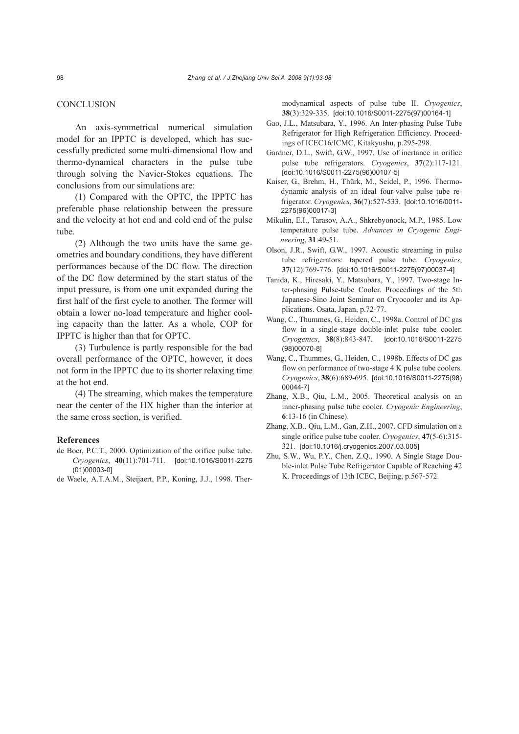## CONCLUSION

An axis-symmetrical numerical simulation model for an IPPTC is developed, which has successfully predicted some multi-dimensional flow and thermo-dynamical characters in the pulse tube through solving the Navier-Stokes equations. The conclusions from our simulations are:

(1) Compared with the OPTC, the IPPTC has preferable phase relationship between the pressure and the velocity at hot end and cold end of the pulse tube.

(2) Although the two units have the same geometries and boundary conditions, they have different performances because of the DC flow. The direction of the DC flow determined by the start status of the input pressure, is from one unit expanded during the first half of the first cycle to another. The former will obtain a lower no-load temperature and higher cooling capacity than the latter. As a whole, COP for IPPTC is higher than that for OPTC.

(3) Turbulence is partly responsible for the bad overall performance of the OPTC, however, it does not form in the IPPTC due to its shorter relaxing time at the hot end.

(4) The streaming, which makes the temperature near the center of the HX higher than the interior at the same cross section, is verified.

### References

de Boer, P.C.T., 2000. Optimization of the orifice pulse tube. *Cryogenics*, **40**(11):701-711. [doi:10.1016/S0011-2275(01)00003-0]

de Waele, A.T.A.M., Steijaert, P.P., Koning, J.J., 1998. Thermodynamical aspects of pulse tube II. *Cryogenics*, **38**(3):329-335. [doi:10.1016/S0011-2275(97)00164-1]

Gao, J.L., Matsubara, Y., 1996. An Inter-phasing Pulse Tube Refrigerator for High Refrigeration Efficiency. Proceedings of ICEC16/ICMC, Kitakyushu, p.295-298.

Gardner, D.L., Swift, G.W., 1997. Use of inertance in orifice pulse tube refrigerators. *Cryogenics*, **37**(2):117-121. [doi:10.1016/S0011-2275(96)00107-5]

Kaiser, G., Brehm, H., Thürk, M., Seidel, P., 1996. Thermodynamic analysis of an ideal four-valve pulse tube refrigerator. *Cryogenics*, **36**(7):527-533. [doi:10.1016/0011-2275(96)00017-3]

Mikulin, E.I., Tarasov, A.A., Shkrebyonock, M.P., 1985. Low temperature pulse tube. *Advances in Cryogenic Engineering*, **31**:49-51.

Olson, J.R., Swift, G.W., 1997. Acoustic streaming in pulse tube refrigerators: tapered pulse tube. *Cryogenics*, **37**(12):769-776. [doi:10.1016/S0011-2275(97)00037-4]

Tanida, K., Hiresaki, Y., Matsubara, Y., 1997. Two-stage Inter-phasing Pulse-tube Cooler. Proceedings of the 5th Japanese-Sino Joint Seminar on Cryocooler and its Applications. Osata, Japan, p.72-77.

Wang, C., Thummes, G., Heiden, C., 1998a. Control of DC gas flow in a single-stage double-inlet pulse tube cooler. *Cryogenics*, **38**(8):843-847. [doi:10.1016/S0011-2275(98)00070-8]

Wang, C., Thummes, G., Heiden, C., 1998b. Effects of DC gas flow on performance of two-stage 4 K pulse tube coolers. *Cryogenics*, **38**(6):689-695. [doi:10.1016/S0011-2275(98)00044-7]

Zhang, X.B., Qiu, L.M., 2005. Theoretical analysis on an inner-phasing pulse tube cooler. *Cryogenic Engineering*, **6**:13-16 (in Chinese).

Zhang, X.B., Qiu, L.M., Gan, Z.H., 2007. CFD simulation on a single orifice pulse tube cooler. *Cryogenics*, **47**(5-6):315-321. [doi:10.1016/j.cryogenics.2007.03.005]

Zhu, S.W., Wu, P.Y., Chen, Z.Q., 1990. A Single Stage Double-inlet Pulse Tube Refrigerator Capable of Reaching 42 K. Proceedings of 13th ICEC, Beijing, p.567-572.